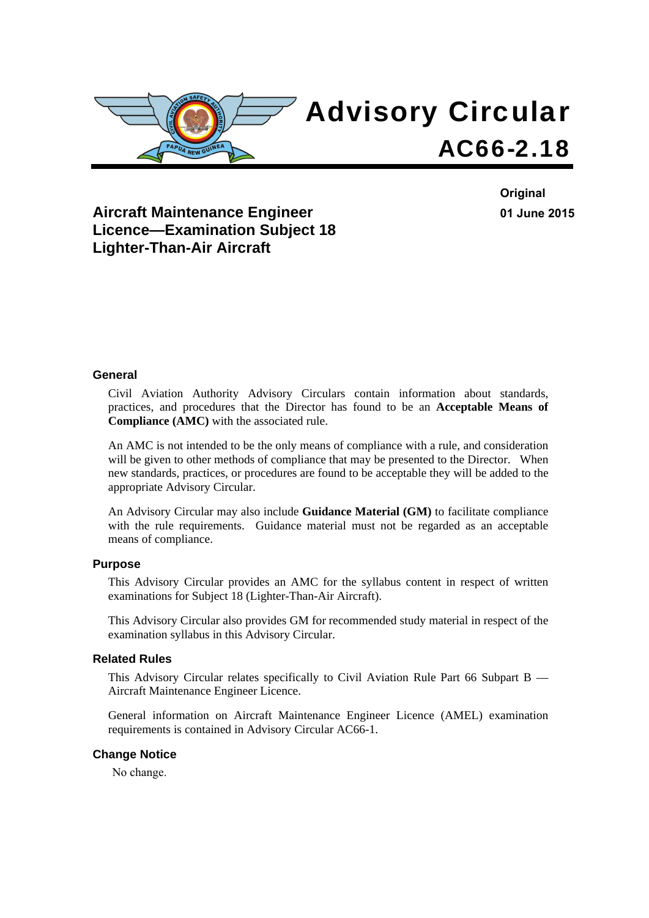# Advisory Circular

# AC66-2.18

**Original**

**01 June 2015**

## Aircraft Maintenance Engineer Licence—Examination Subject 18 Lighter-Than-Air Aircraft

### General

Civil Aviation Authority Advisory Circulars contain information about standards, practices, and procedures that the Director has found to be an **Acceptable Means of Compliance (AMC)** with the associated rule.

An AMC is not intended to be the only means of compliance with a rule, and consideration will be given to other methods of compliance that may be presented to the Director. When new standards, practices, or procedures are found to be acceptable they will be added to the appropriate Advisory Circular.

An Advisory Circular may also include **Guidance Material (GM)** to facilitate compliance with the rule requirements. Guidance material must not be regarded as an acceptable means of compliance.

### Purpose

This Advisory Circular provides an AMC for the syllabus content in respect of written examinations for Subject 18 (Lighter-Than-Air Aircraft).

This Advisory Circular also provides GM for recommended study material in respect of the examination syllabus in this Advisory Circular.

### Related Rules

This Advisory Circular relates specifically to Civil Aviation Rule Part 66 Subpart B — Aircraft Maintenance Engineer Licence.

General information on Aircraft Maintenance Engineer Licence (AMEL) examination requirements is contained in Advisory Circular AC66-1.

### Change Notice

No change.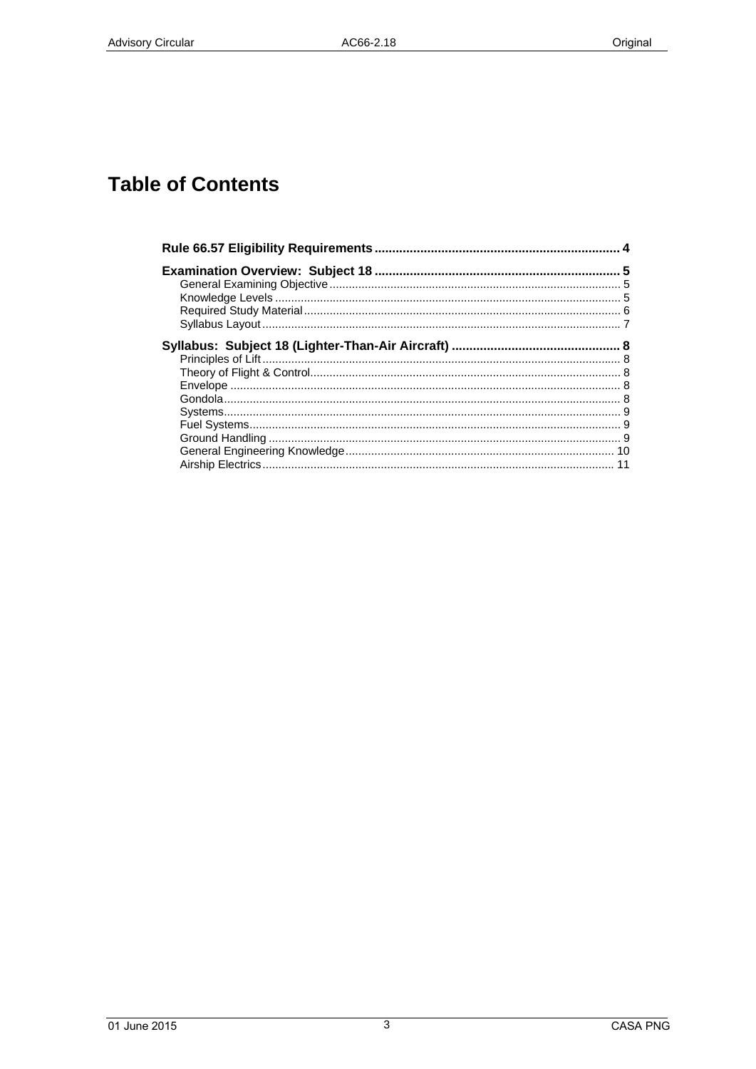# Table of Contents

**Rule 66.57 Eligibility Requirements** .......... 4

**Examination Overview: Subject 18** .......... 5

- General Examining Objective .......... 5
- Knowledge Levels .......... 5
- Required Study Material .......... 6
- Syllabus Layout .......... 7

**Syllabus: Subject 18 (Lighter-Than-Air Aircraft)** .......... 8

- Principles of Lift .......... 8
- Theory of Flight & Control .......... 8
- Envelope .......... 8
- Gondola .......... 8
- Systems .......... 9
- Fuel Systems .......... 9
- Ground Handling .......... 9
- General Engineering Knowledge .......... 10
- Airship Electrics .......... 11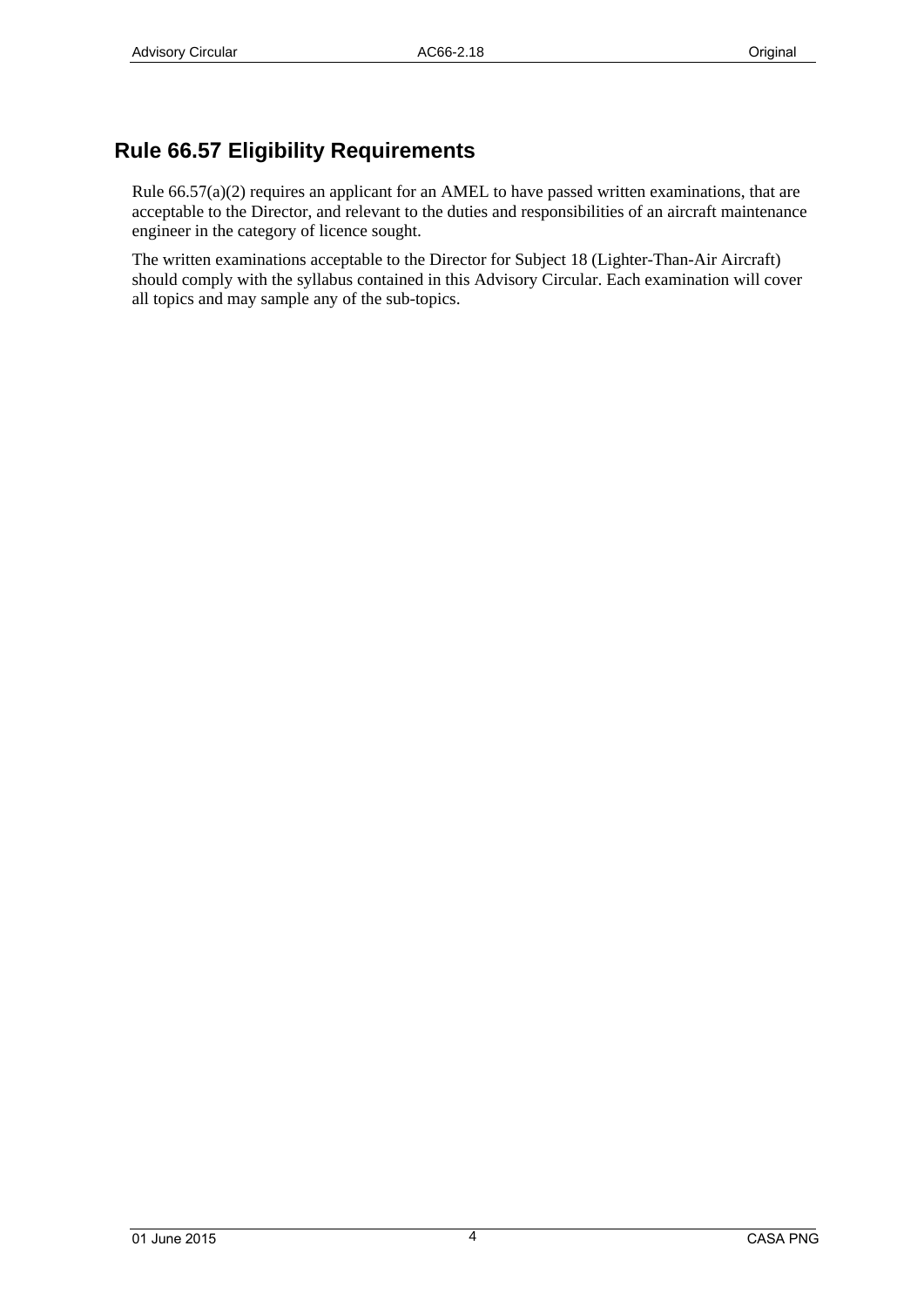# Rule 66.57 Eligibility Requirements

Rule 66.57(a)(2) requires an applicant for an AMEL to have passed written examinations, that are acceptable to the Director, and relevant to the duties and responsibilities of an aircraft maintenance engineer in the category of licence sought.

The written examinations acceptable to the Director for Subject 18 (Lighter-Than-Air Aircraft) should comply with the syllabus contained in this Advisory Circular. Each examination will cover all topics and may sample any of the sub-topics.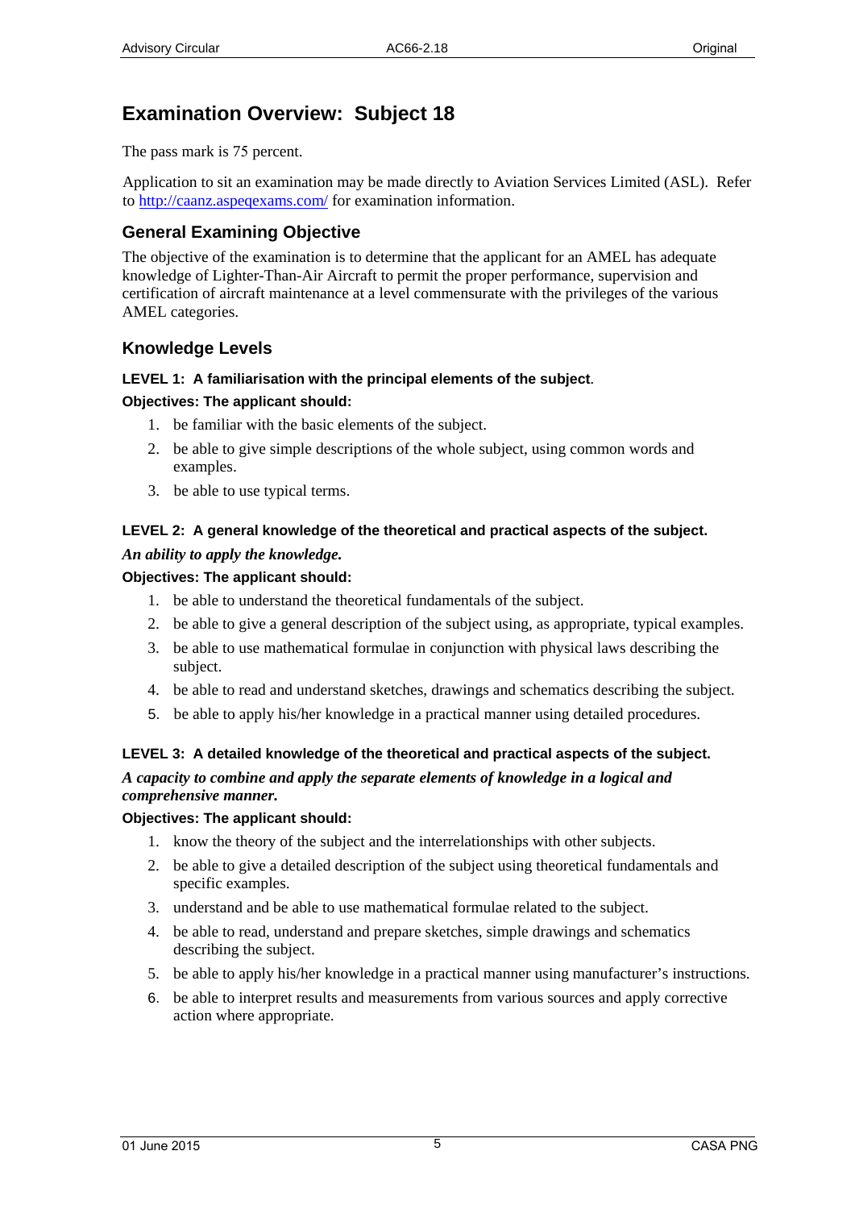# Examination Overview: Subject 18

The pass mark is 75 percent.

Application to sit an examination may be made directly to Aviation Services Limited (ASL). Refer to http://caanz.aspeqexams.com/ for examination information.

## General Examining Objective

The objective of the examination is to determine that the applicant for an AMEL has adequate knowledge of Lighter-Than-Air Aircraft to permit the proper performance, supervision and certification of aircraft maintenance at a level commensurate with the privileges of the various AMEL categories.

## Knowledge Levels

#### LEVEL 1: A familiarisation with the principal elements of the subject.

**Objectives: The applicant should:**

1. be familiar with the basic elements of the subject.
2. be able to give simple descriptions of the whole subject, using common words and examples.
3. be able to use typical terms.

#### LEVEL 2: A general knowledge of the theoretical and practical aspects of the subject.

***An ability to apply the knowledge.***

**Objectives: The applicant should:**

1. be able to understand the theoretical fundamentals of the subject.
2. be able to give a general description of the subject using, as appropriate, typical examples.
3. be able to use mathematical formulae in conjunction with physical laws describing the subject.
4. be able to read and understand sketches, drawings and schematics describing the subject.
5. be able to apply his/her knowledge in a practical manner using detailed procedures.

#### LEVEL 3: A detailed knowledge of the theoretical and practical aspects of the subject.

***A capacity to combine and apply the separate elements of knowledge in a logical and comprehensive manner.***

**Objectives: The applicant should:**

1. know the theory of the subject and the interrelationships with other subjects.
2. be able to give a detailed description of the subject using theoretical fundamentals and specific examples.
3. understand and be able to use mathematical formulae related to the subject.
4. be able to read, understand and prepare sketches, simple drawings and schematics describing the subject.
5. be able to apply his/her knowledge in a practical manner using manufacturer's instructions.
6. be able to interpret results and measurements from various sources and apply corrective action where appropriate.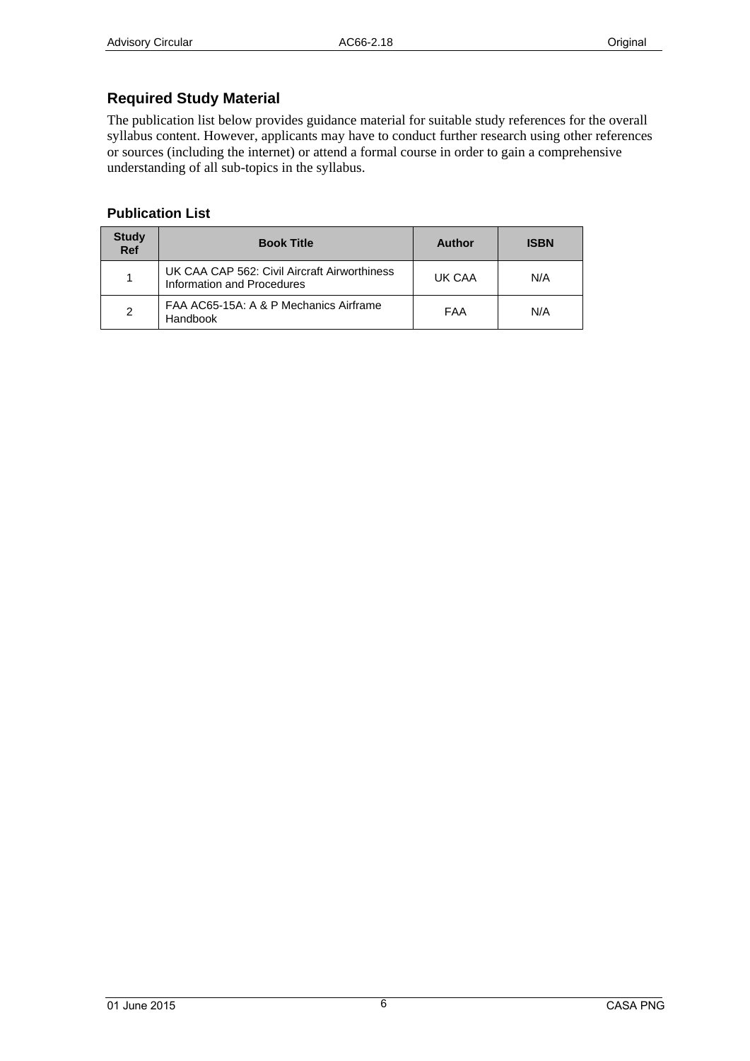## Required Study Material

The publication list below provides guidance material for suitable study references for the overall syllabus content. However, applicants may have to conduct further research using other references or sources (including the internet) or attend a formal course in order to gain a comprehensive understanding of all sub-topics in the syllabus.

### Publication List

| Study Ref | Book Title | Author | ISBN |
|---|---|---|---|
| 1 | UK CAA CAP 562: Civil Aircraft Airworthiness Information and Procedures | UK CAA | N/A |
| 2 | FAA AC65-15A: A & P Mechanics Airframe Handbook | FAA | N/A |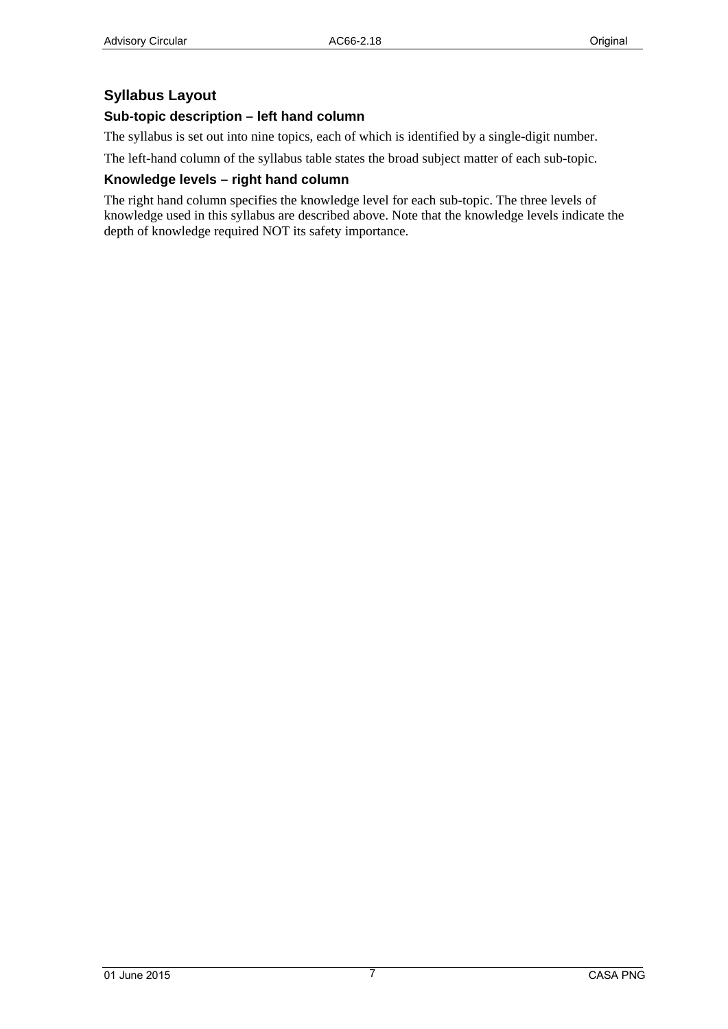## Syllabus Layout

### Sub-topic description – left hand column

The syllabus is set out into nine topics, each of which is identified by a single-digit number.

The left-hand column of the syllabus table states the broad subject matter of each sub-topic.

### Knowledge levels – right hand column

The right hand column specifies the knowledge level for each sub-topic. The three levels of knowledge used in this syllabus are described above. Note that the knowledge levels indicate the depth of knowledge required NOT its safety importance.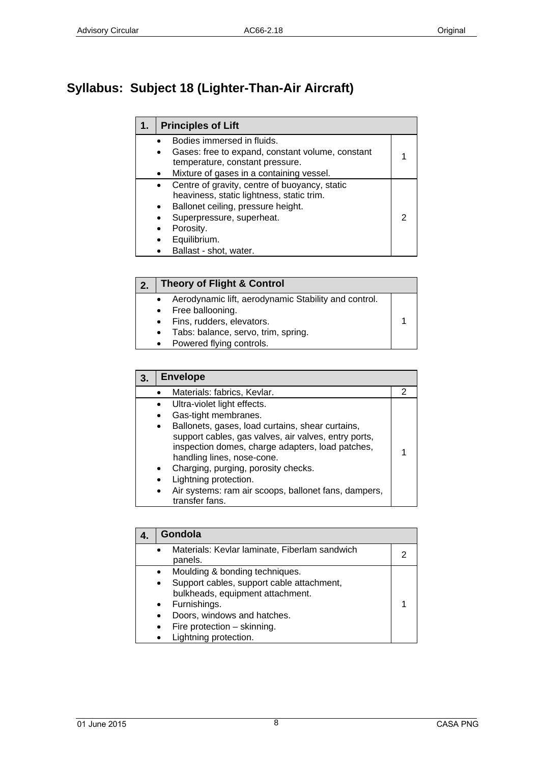# Syllabus: Subject 18 (Lighter-Than-Air Aircraft)

| 1. | Principles of Lift | |
|---|---|---|
| | • Bodies immersed in fluids.<br>• Gases: free to expand, constant volume, constant temperature, constant pressure.<br>• Mixture of gases in a containing vessel. | 1 |
| | • Centre of gravity, centre of buoyancy, static heaviness, static lightness, static trim.<br>• Ballonet ceiling, pressure height.<br>• Superpressure, superheat.<br>• Porosity.<br>• Equilibrium.<br>• Ballast - shot, water. | 2 |

| 2. | Theory of Flight & Control | |
|---|---|---|
| | • Aerodynamic lift, aerodynamic Stability and control.<br>• Free ballooning.<br>• Fins, rudders, elevators.<br>• Tabs: balance, servo, trim, spring.<br>• Powered flying controls. | 1 |

| 3. | Envelope | |
|---|---|---|
| | • Materials: fabrics, Kevlar. | 2 |
| | • Ultra-violet light effects.<br>• Gas-tight membranes.<br>• Ballonets, gases, load curtains, shear curtains, support cables, gas valves, air valves, entry ports, inspection domes, charge adapters, load patches, handling lines, nose-cone.<br>• Charging, purging, porosity checks.<br>• Lightning protection.<br>• Air systems: ram air scoops, ballonet fans, dampers, transfer fans. | 1 |

| 4. | Gondola | |
|---|---|---|
| | • Materials: Kevlar laminate, Fiberlam sandwich panels. | 2 |
| | • Moulding & bonding techniques.<br>• Support cables, support cable attachment, bulkheads, equipment attachment.<br>• Furnishings.<br>• Doors, windows and hatches.<br>• Fire protection – skinning.<br>• Lightning protection. | 1 |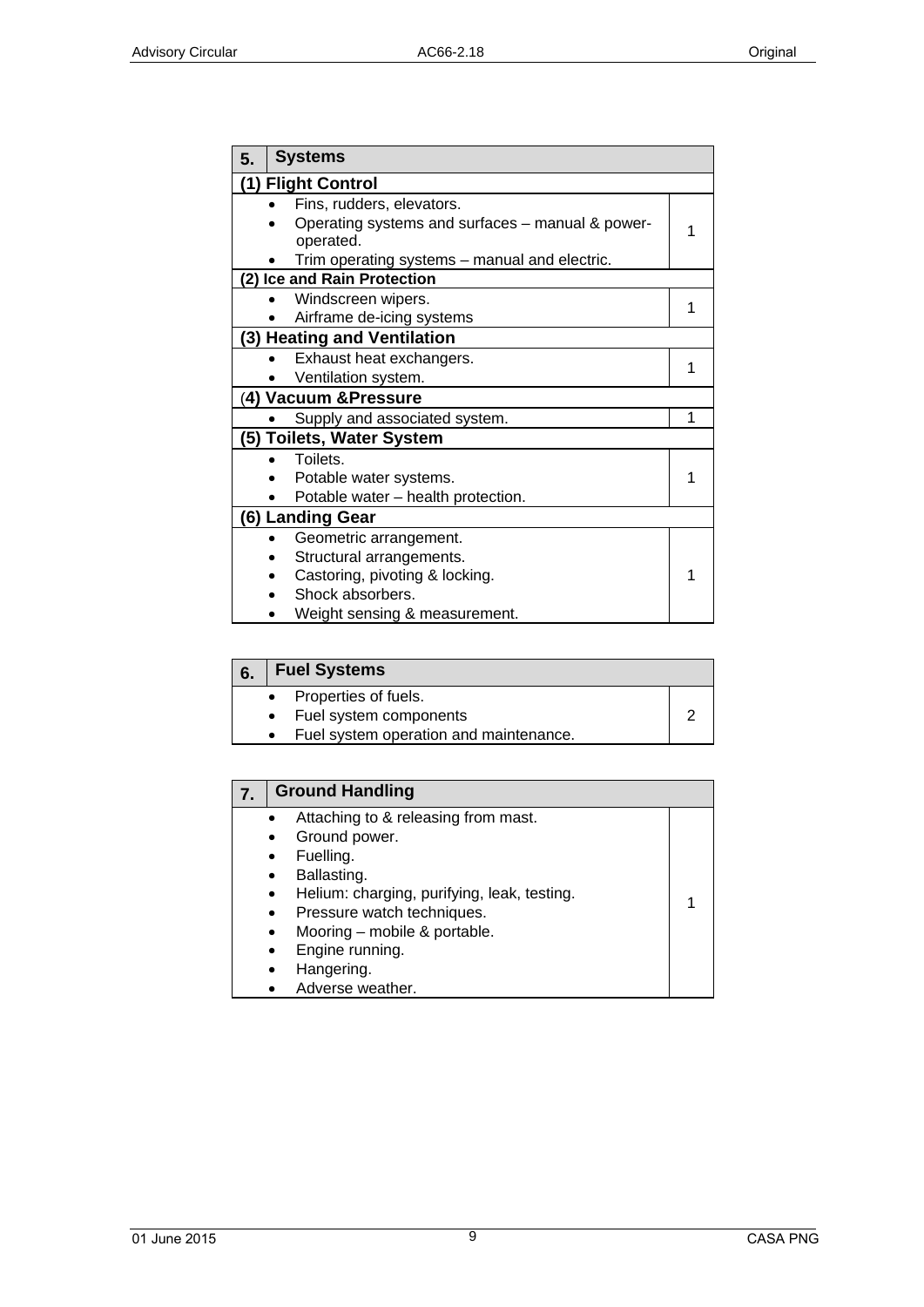| 5. | Systems | |
|---|---|---|
| **(1) Flight Control** | | |
| | • Fins, rudders, elevators.<br>• Operating systems and surfaces – manual & power-operated.<br>• Trim operating systems – manual and electric. | 1 |
| **(2) Ice and Rain Protection** | | |
| | • Windscreen wipers.<br>• Airframe de-icing systems | 1 |
| **(3) Heating and Ventilation** | | |
| | • Exhaust heat exchangers.<br>• Ventilation system. | 1 |
| **(4) Vacuum &Pressure** | | |
| | • Supply and associated system. | 1 |
| **(5) Toilets, Water System** | | |
| | • Toilets.<br>• Potable water systems.<br>• Potable water – health protection. | 1 |
| **(6) Landing Gear** | | |
| | • Geometric arrangement.<br>• Structural arrangements.<br>• Castoring, pivoting & locking.<br>• Shock absorbers.<br>• Weight sensing & measurement. | 1 |

| 6. | Fuel Systems | |
|---|---|---|
| | • Properties of fuels.<br>• Fuel system components<br>• Fuel system operation and maintenance. | 2 |

| 7. | Ground Handling | |
|---|---|---|
| | • Attaching to & releasing from mast.<br>• Ground power.<br>• Fuelling.<br>• Ballasting.<br>• Helium: charging, purifying, leak, testing.<br>• Pressure watch techniques.<br>• Mooring – mobile & portable.<br>• Engine running.<br>• Hangering.<br>• Adverse weather. | 1 |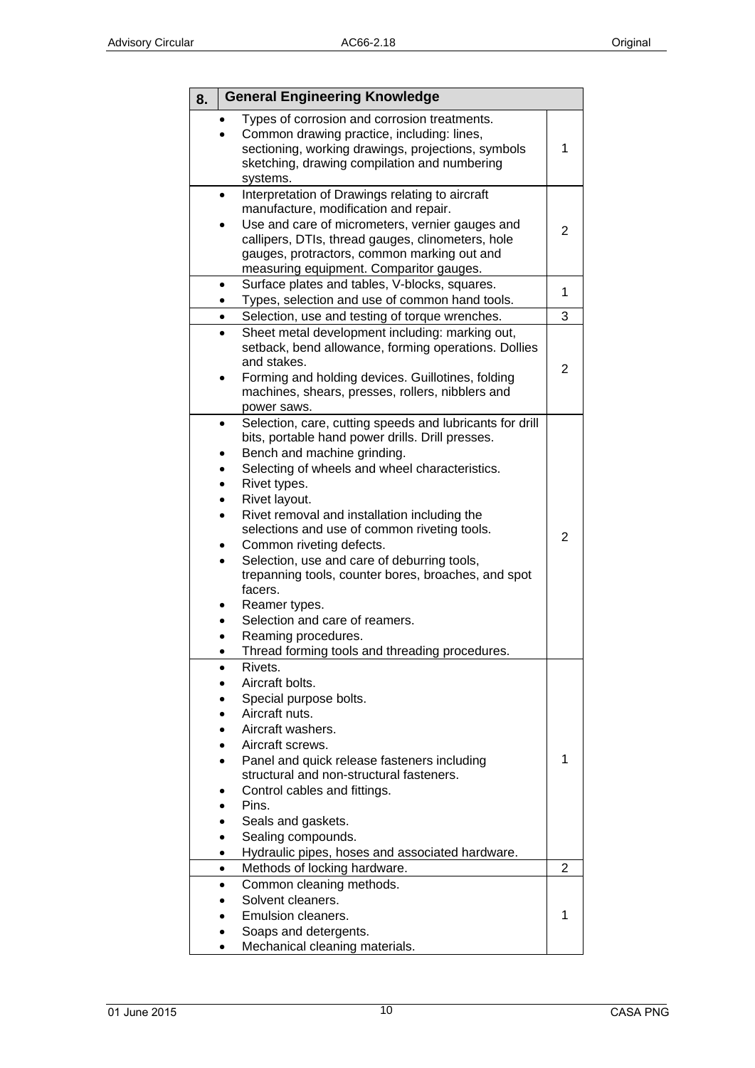| 8. | General Engineering Knowledge | |
|---|---|---|
| | • Types of corrosion and corrosion treatments.<br>• Common drawing practice, including: lines, sectioning, working drawings, projections, symbols sketching, drawing compilation and numbering systems. | 1 |
| | • Interpretation of Drawings relating to aircraft manufacture, modification and repair.<br>• Use and care of micrometers, vernier gauges and callipers, DTIs, thread gauges, clinometers, hole gauges, protractors, common marking out and measuring equipment. Comparitor gauges. | 2 |
| | • Surface plates and tables, V-blocks, squares.<br>• Types, selection and use of common hand tools. | 1 |
| | • Selection, use and testing of torque wrenches. | 3 |
| | • Sheet metal development including: marking out, setback, bend allowance, forming operations. Dollies and stakes.<br>• Forming and holding devices. Guillotines, folding machines, shears, presses, rollers, nibblers and power saws. | 2 |
| | • Selection, care, cutting speeds and lubricants for drill bits, portable hand power drills. Drill presses.<br>• Bench and machine grinding.<br>• Selecting of wheels and wheel characteristics.<br>• Rivet types.<br>• Rivet layout.<br>• Rivet removal and installation including the selections and use of common riveting tools.<br>• Common riveting defects.<br>• Selection, use and care of deburring tools, trepanning tools, counter bores, broaches, and spot facers.<br>• Reamer types.<br>• Selection and care of reamers.<br>• Reaming procedures.<br>• Thread forming tools and threading procedures. | 2 |
| | • Rivets.<br>• Aircraft bolts.<br>• Special purpose bolts.<br>• Aircraft nuts.<br>• Aircraft washers.<br>• Aircraft screws.<br>• Panel and quick release fasteners including structural and non-structural fasteners.<br>• Control cables and fittings.<br>• Pins.<br>• Seals and gaskets.<br>• Sealing compounds.<br>• Hydraulic pipes, hoses and associated hardware. | 1 |
| | • Methods of locking hardware. | 2 |
| | • Common cleaning methods.<br>• Solvent cleaners.<br>• Emulsion cleaners.<br>• Soaps and detergents.<br>• Mechanical cleaning materials. | 1 |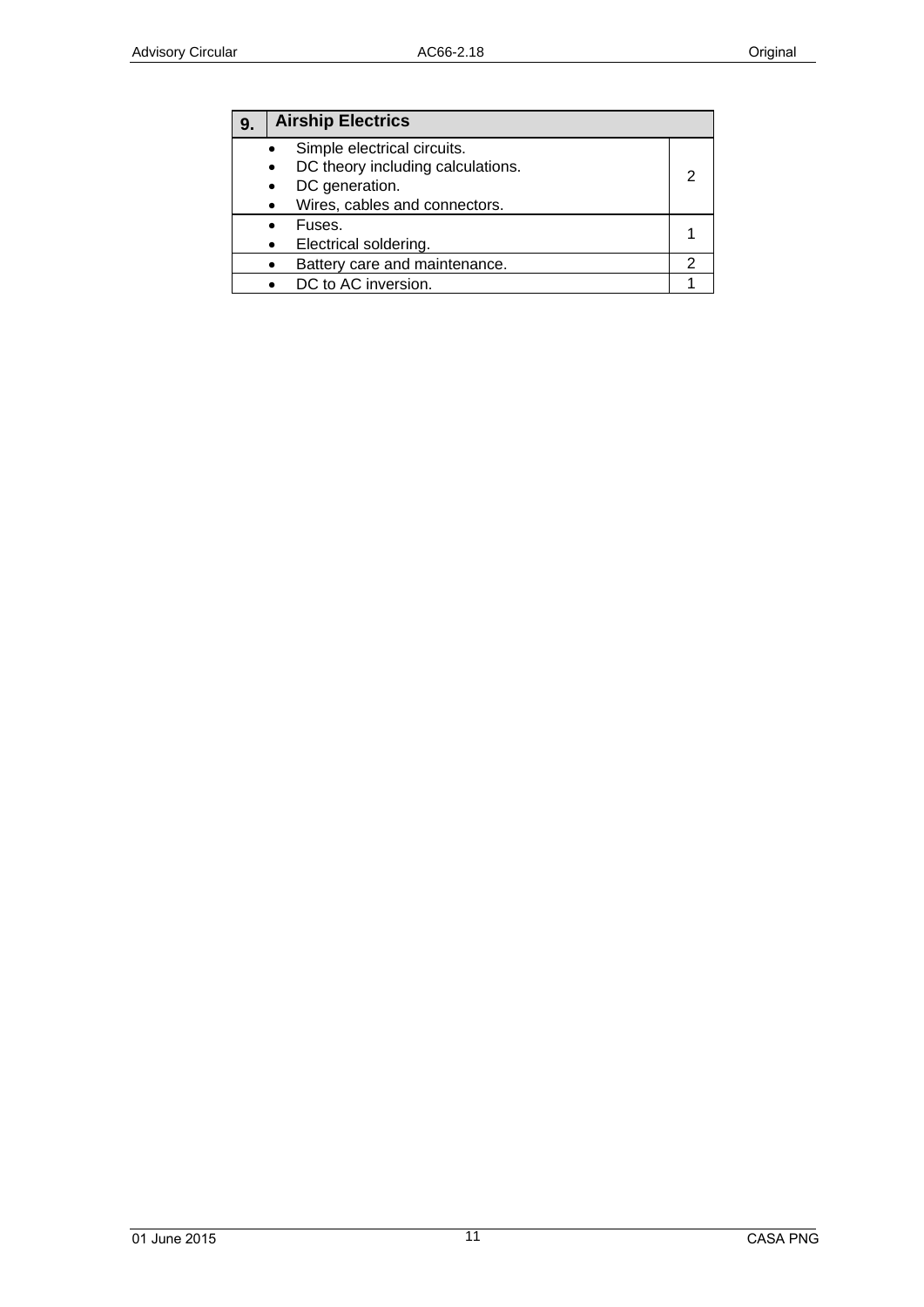| 9. | Airship Electrics | |
| --- | --- | --- |
| | • Simple electrical circuits.<br>• DC theory including calculations.<br>• DC generation.<br>• Wires, cables and connectors. | 2 |
| | • Fuses.<br>• Electrical soldering. | 1 |
| | • Battery care and maintenance. | 2 |
| | • DC to AC inversion. | 1 |